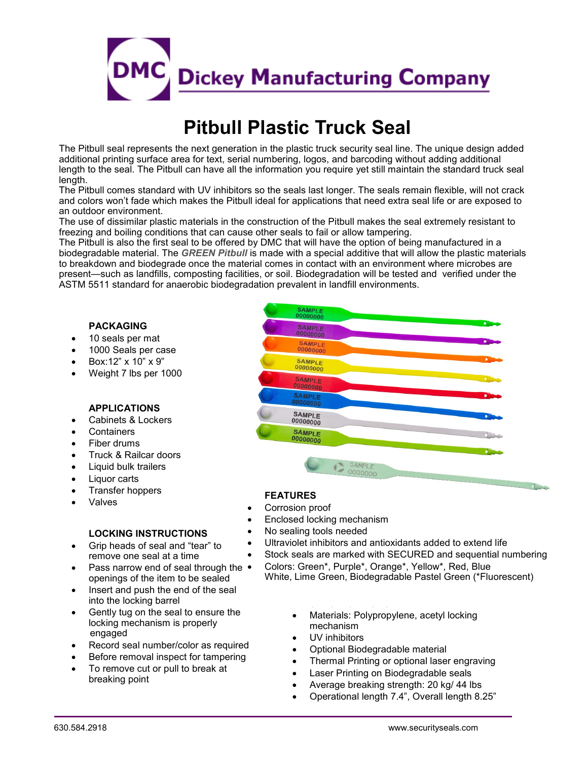# Pitbull Plastic Truck Seal

The Pitbull seal represents the next generation in the plastic truck security seal line. The unique design added additional printing surface area for text, serial numbering, logos, and barcoding without adding additional length to the seal. The Pitbull can have all the information you require yet still maintain the standard truck seal length.

The Pitbull comes standard with UV inhibitors so the seals last longer. The seals remain flexible, will not crack and colors won't fade which makes the Pitbull ideal for applications that need extra seal life or are exposed to an outdoor environment.

The use of dissimilar plastic materials in the construction of the Pitbull makes the seal extremely resistant to freezing and boiling conditions that can cause other seals to fail or allow tampering.

The Pitbull is also the first seal to be offered by DMC that will have the option of being manufactured in a biodegradable material. The ***GREEN Pitbull*** is made with a special additive that will allow the plastic materials to breakdown and biodegrade once the material comes in contact with an environment where microbes are present—such as landfills, composting facilities, or soil. Biodegradation will be tested and verified under the ASTM 5511 standard for anaerobic biodegradation prevalent in landfill environments.

### PACKAGING

- 10 seals per mat
- 1000 Seals per case
- Box:12" x 10" x 9"
- Weight 7 lbs per 1000

### APPLICATIONS

- Cabinets & Lockers
- Containers
- Fiber drums
- Truck & Railcar doors
- Liquid bulk trailers
- Liquor carts
- Transfer hoppers
- Valves

### LOCKING INSTRUCTIONS

- Grip heads of seal and "tear" to remove one seal at a time
- Pass narrow end of seal through the openings of the item to be sealed
- Insert and push the end of the seal into the locking barrel
- Gently tug on the seal to ensure the locking mechanism is properly engaged
- Record seal number/color as required
- Before removal inspect for tampering
- To remove cut or pull to break at breaking point

### FEATURES

- Corrosion proof
- Enclosed locking mechanism
- No sealing tools needed
- Ultraviolet inhibitors and antioxidants added to extend life
- Stock seals are marked with SECURED and sequential numbering
- Colors: Green\*, Purple\*, Orange\*, Yellow\*, Red, Blue White, Lime Green, Biodegradable Pastel Green (\*Fluorescent)

- Materials: Polypropylene, acetyl locking mechanism
- UV inhibitors
- Optional Biodegradable material
- Thermal Printing or optional laser engraving
- Laser Printing on Biodegradable seals
- Average breaking strength: 20 kg/ 44 lbs
- Operational length 7.4", Overall length 8.25"

630.584.2918 www.securityseals.com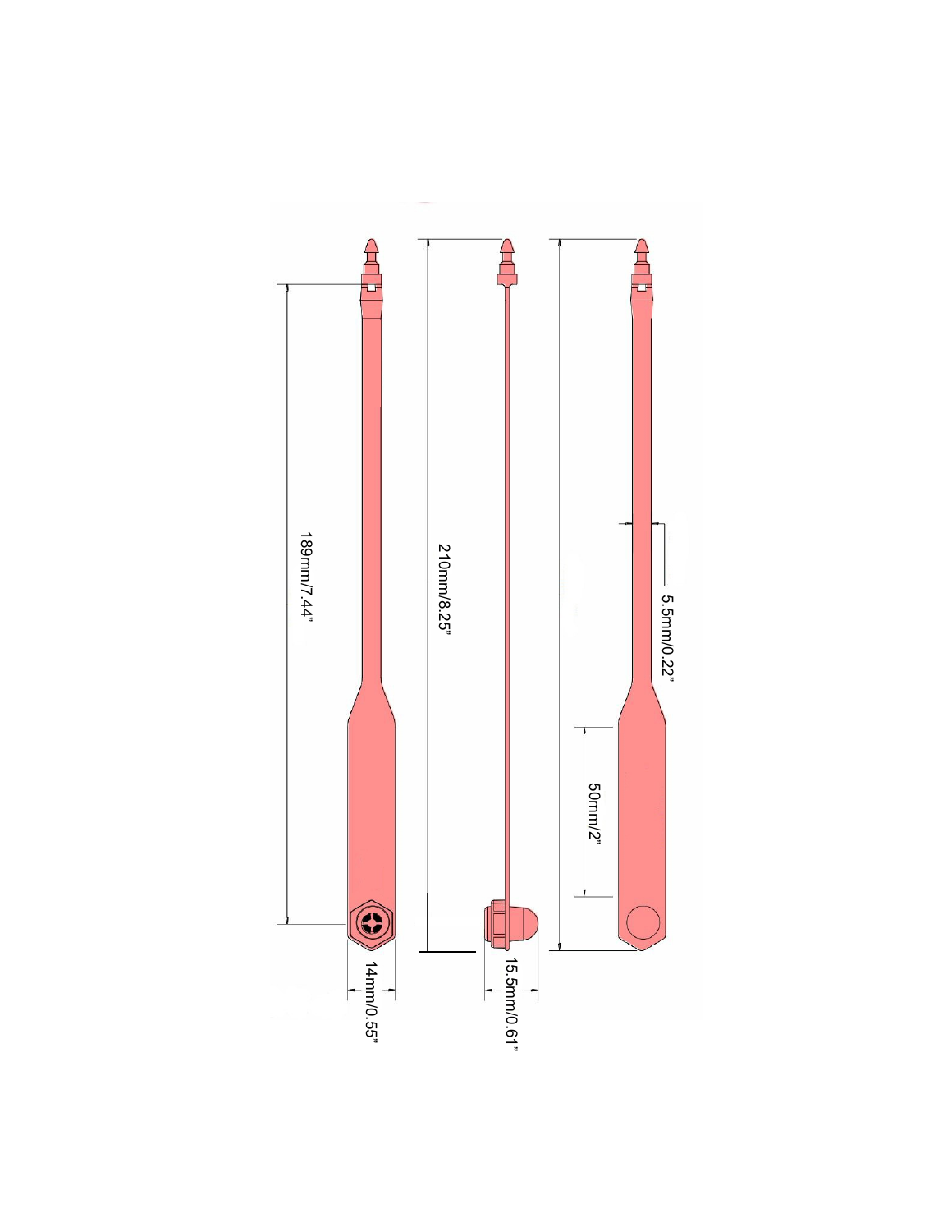189mm/7.44"

210mm/8.25"

5.5mm/0.22"

50mm/2"

14mm/0.55"

15.5mm/0.61"